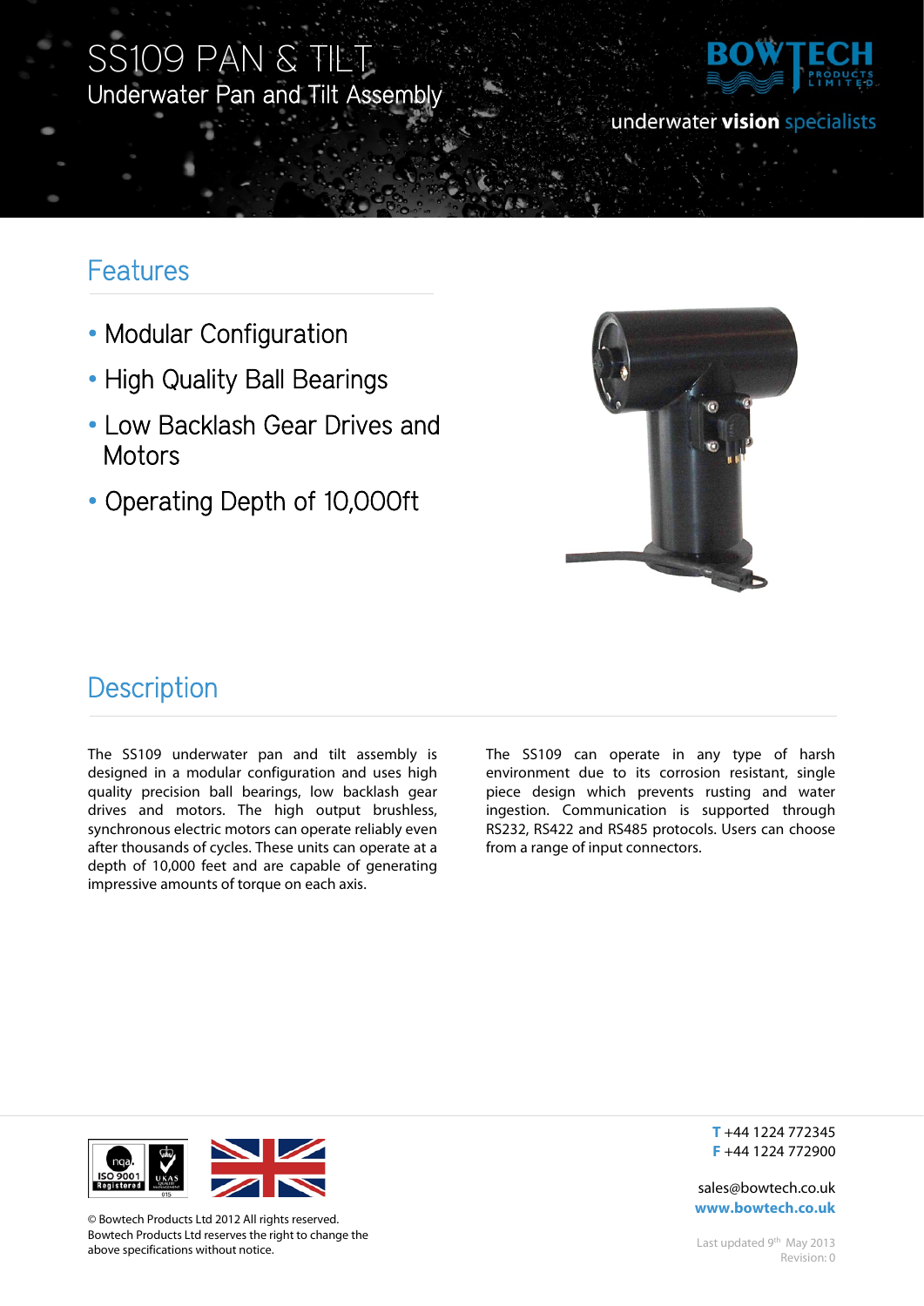# SS109 PAN & TILT

Underwater Pan and Tilt Assembly

BOWTECH PRODUCTS LIMITED

underwater **vision** specialists

## Features

- Modular Configuration
- High Quality Ball Bearings
- Low Backlash Gear Drives and Motors
- Operating Depth of 10,000ft

## Description

The SS109 underwater pan and tilt assembly is designed in a modular configuration and uses high quality precision ball bearings, low backlash gear drives and motors. The high output brushless, synchronous electric motors can operate reliably even after thousands of cycles. These units can operate at a depth of 10,000 feet and are capable of generating impressive amounts of torque on each axis.

The SS109 can operate in any type of harsh environment due to its corrosion resistant, single piece design which prevents rusting and water ingestion. Communication is supported through RS232, RS422 and RS485 protocols. Users can choose from a range of input connectors.

© Bowtech Products Ltd 2012 All rights reserved.
Bowtech Products Ltd reserves the right to change the above specifications without notice.

**T** +44 1224 772345
**F** +44 1224 772900

sales@bowtech.co.uk
**www.bowtech.co.uk**

Last updated 9th May 2013
Revision: 0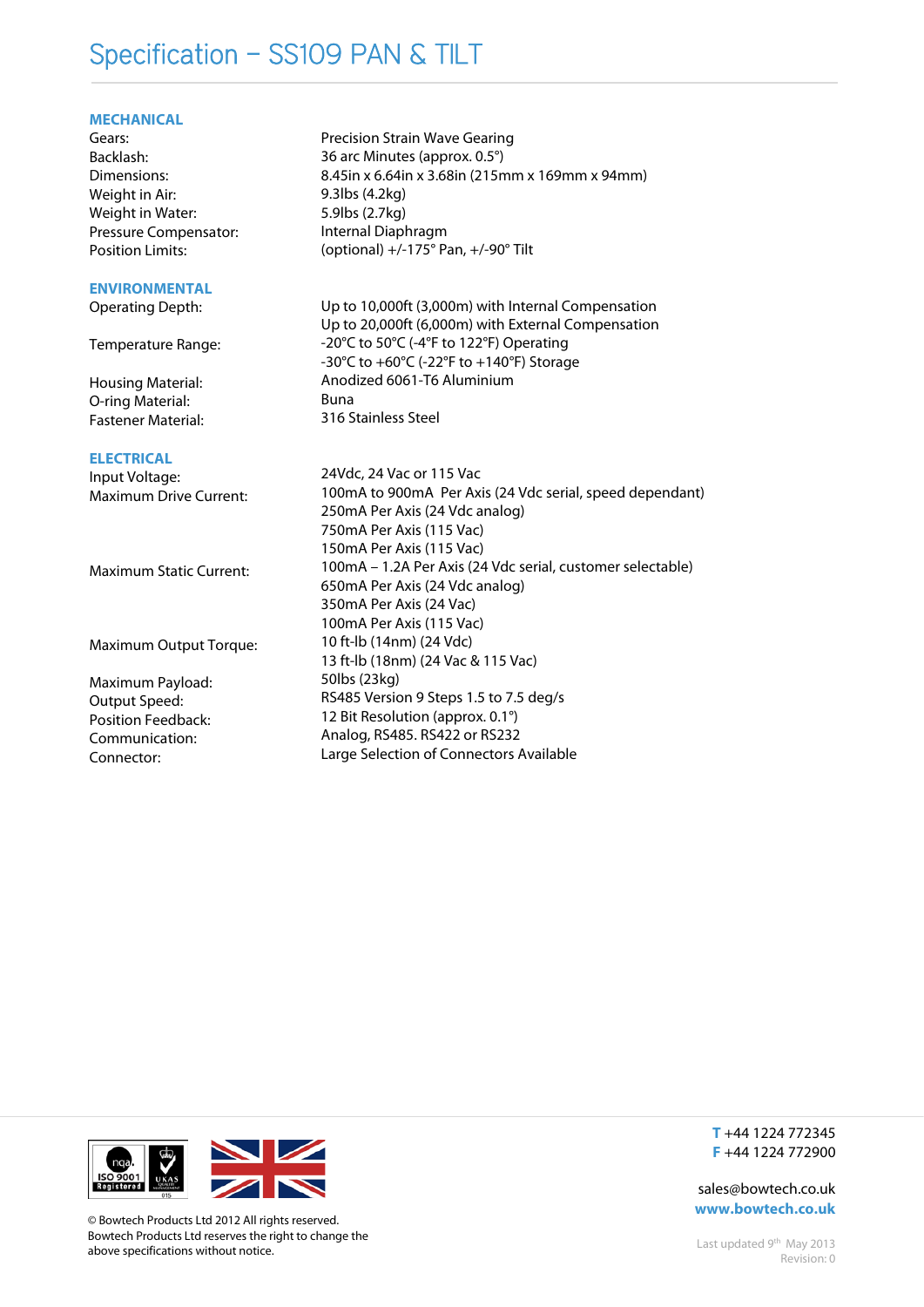# Specification – SS109 PAN & TILT

## MECHANICAL

| | |
|---|---|
| Gears: | Precision Strain Wave Gearing |
| Backlash: | 36 arc Minutes (approx. 0.5°) |
| Dimensions: | 8.45in x 6.64in x 3.68in (215mm x 169mm x 94mm) |
| Weight in Air: | 9.3lbs (4.2kg) |
| Weight in Water: | 5.9lbs (2.7kg) |
| Pressure Compensator: | Internal Diaphragm |
| Position Limits: | (optional) +/-175° Pan, +/-90° Tilt |

## ENVIRONMENTAL

| | |
|---|---|
| Operating Depth: | Up to 10,000ft (3,000m) with Internal Compensation<br>Up to 20,000ft (6,000m) with External Compensation |
| Temperature Range: | -20°C to 50°C (-4°F to 122°F) Operating<br>-30°C to +60°C (-22°F to +140°F) Storage |
| Housing Material: | Anodized 6061-T6 Aluminium |
| O-ring Material: | Buna |
| Fastener Material: | 316 Stainless Steel |

## ELECTRICAL

| | |
|---|---|
| Input Voltage: | 24Vdc, 24 Vac or 115 Vac |
| Maximum Drive Current: | 100mA to 900mA Per Axis (24 Vdc serial, speed dependant)<br>250mA Per Axis (24 Vdc analog)<br>750mA Per Axis (115 Vac)<br>150mA Per Axis (115 Vac) |
| Maximum Static Current: | 100mA – 1.2A Per Axis (24 Vdc serial, customer selectable)<br>650mA Per Axis (24 Vdc analog)<br>350mA Per Axis (24 Vac)<br>100mA Per Axis (115 Vac) |
| Maximum Output Torque: | 10 ft-lb (14nm) (24 Vdc)<br>13 ft-lb (18nm) (24 Vac & 115 Vac) |
| Maximum Payload: | 50lbs (23kg) |
| Output Speed: | RS485 Version 9 Steps 1.5 to 7.5 deg/s |
| Position Feedback: | 12 Bit Resolution (approx. 0.1°) |
| Communication: | Analog, RS485. RS422 or RS232 |
| Connector: | Large Selection of Connectors Available |

© Bowtech Products Ltd 2012 All rights reserved.
Bowtech Products Ltd reserves the right to change the above specifications without notice.

**T** +44 1224 772345
**F** +44 1224 772900

sales@bowtech.co.uk
**www.bowtech.co.uk**

Last updated 9th May 2013
Revision: 0